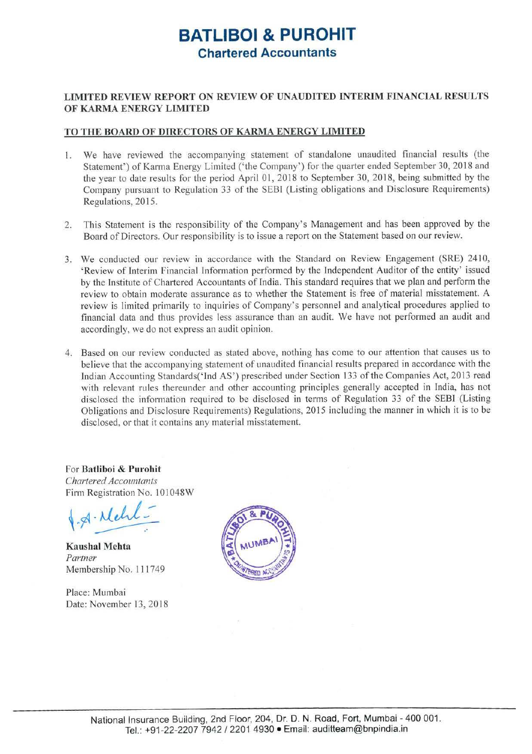# BATLIBOI & PUROHIT

## Chartered Accountants

**LIMITED REVIEW REPORT ON REVIEW OF UNAUDITED INTERIM FINANCIAL RESULTS OF KARMA ENERGY LIMITED**

**TO THE BOARD OF DIRECTORS OF KARMA ENERGY LIMITED**

1. We have reviewed the accompanying statement of standalone unaudited financial results (the Statement') of Karma Energy Limited ('the Company') for the quarter ended September 30, 2018 and the year to date results for the period April 01, 2018 to September 30, 2018, being submitted by the Company pursuant to Regulation 33 of the SEBI (Listing obligations and Disclosure Requirements) Regulations, 2015.

2. This Statement is the responsibility of the Company's Management and has been approved by the Board of Directors. Our responsibility is to issue a report on the Statement based on our review.

3. We conducted our review in accordance with the Standard on Review Engagement (SRE) 2410, 'Review of Interim Financial Information performed by the Independent Auditor of the entity' issued by the Institute of Chartered Accountants of India. This standard requires that we plan and perform the review to obtain moderate assurance as to whether the Statement is free of material misstatement. A review is limited primarily to inquiries of Company's personnel and analytical procedures applied to financial data and thus provides less assurance than an audit. We have not performed an audit and accordingly, we do not express an audit opinion.

4. Based on our review conducted as stated above, nothing has come to our attention that causes us to believe that the accompanying statement of unaudited financial results prepared in accordance with the Indian Accounting Standards('Ind AS') prescribed under Section 133 of the Companies Act, 2013 read with relevant rules thereunder and other accounting principles generally accepted in India, has not disclosed the information required to be disclosed in terms of Regulation 33 of the SEBI (Listing Obligations and Disclosure Requirements) Regulations, 2015 including the manner in which it is to be disclosed, or that it contains any material misstatement.

For **Batliboi & Purohit**
*Chartered Accountants*
Firm Registration No. 101048W

**Kaushal Mehta**
*Partner*
Membership No. 111749

Place: Mumbai
Date: November 13, 2018

National Insurance Building, 2nd Floor, 204, Dr. D. N. Road, Fort, Mumbai - 400 001.
Tel.: +91-22-2207 7942 / 2201 4930 • Email: auditteam@bnpindia.in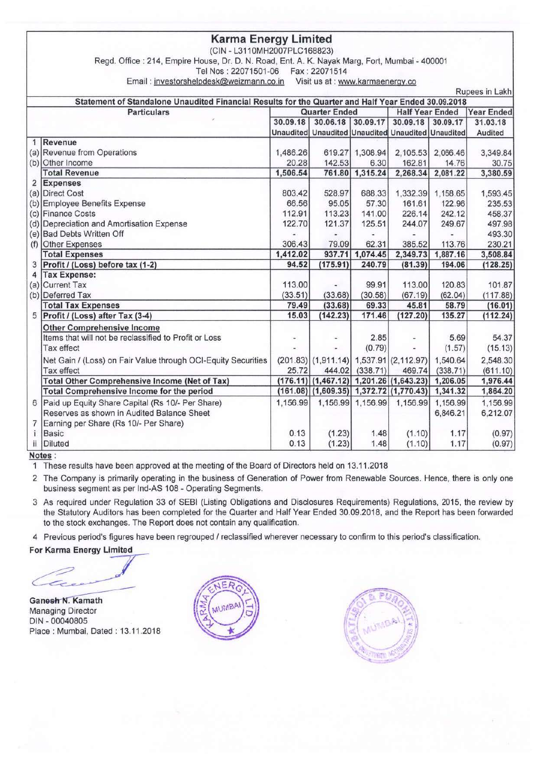# Karma Energy Limited

(CIN - L3110MH2007PLC168823)

Regd. Office : 214, Empire House, Dr. D. N. Road, Ent. A. K. Nayak Marg, Fort, Mumbai - 400001

Tel Nos : 22071501-06 Fax : 22071514

Email : investorshelpdesk@weizmann.co.in Visit us at : www.karmaenergy.co

Rupees in Lakh

**Statement of Standalone Unaudited Financial Results for the Quarter and Half Year Ended 30.09.2018**

| | Particulars | Quarter Ended | | | Half Year Ended | | Year Ended |
|---|---|---|---|---|---|---|---|
| | | 30.09.18 Unaudited | 30.06.18 Unaudited | 30.09.17 Unaudited | 30.09.18 Unaudited | 30.09.17 Unaudited | 31.03.18 Audited |
| 1 | Revenue | | | | | | |
| (a) | Revenue from Operations | 1,486.26 | 619.27 | 1,308.94 | 2,105.53 | 2,066.46 | 3,349.84 |
| (b) | Other Income | 20.28 | 142.53 | 6.30 | 162.81 | 14.76 | 30.75 |
| | **Total Revenue** | **1,506.54** | **761.80** | **1,315.24** | **2,268.34** | **2,081.22** | **3,380.59** |
| 2 | Expenses | | | | | | |
| (a) | Direct Cost | 803.42 | 528.97 | 688.33 | 1,332.39 | 1,158.65 | 1,593.45 |
| (b) | Employee Benefits Expense | 66.56 | 95.05 | 57.30 | 161.61 | 122.96 | 235.53 |
| (c) | Finance Costs | 112.91 | 113.23 | 141.00 | 226.14 | 242.12 | 458.37 |
| (d) | Depreciation and Amortisation Expense | 122.70 | 121.37 | 125.51 | 244.07 | 249.67 | 497.98 |
| (e) | Bad Debts Written Off | - | - | - | - | - | 493.30 |
| (f) | Other Expenses | 306.43 | 79.09 | 62.31 | 385.52 | 113.76 | 230.21 |
| | **Total Expenses** | **1,412.02** | **937.71** | **1,074.45** | **2,349.73** | **1,887.16** | **3,508.84** |
| 3 | **Profit / (Loss) before tax (1-2)** | **94.52** | **(175.91)** | **240.79** | **(81.39)** | **194.06** | **(128.25)** |
| 4 | **Tax Expense:** | | | | | | |
| (a) | Current Tax | 113.00 | - | 99.91 | 113.00 | 120.83 | 101.87 |
| (b) | Deferred Tax | (33.51) | (33.68) | (30.58) | (67.19) | (62.04) | (117.88) |
| | **Total Tax Expenses** | **79.49** | **(33.68)** | **69.33** | **45.81** | **58.79** | **(16.01)** |
| 5 | **Profit / (Loss) after Tax (3-4)** | **15.03** | **(142.23)** | **171.46** | **(127.20)** | **135.27** | **(112.24)** |
| | Other Comprehensive Income | | | | | | |
| | Items that will not be reclassified to Profit or Loss | - | - | 2.85 | - | 5.69 | 54.37 |
| | Tax effect | - | - | (0.79) | - | (1.57) | (15.13) |
| | Net Gain / (Loss) on Fair Value through OCI-Equity Securities | (201.83) | (1,911.14) | 1,537.91 | (2,112.97) | 1,540.64 | 2,548.30 |
| | Tax effect | 25.72 | 444.02 | (338.71) | 469.74 | (338.71) | (611.10) |
| | **Total Other Comprehensive Income (Net of Tax)** | **(176.11)** | **(1,467.12)** | **1,201.26** | **(1,643.23)** | **1,206.05** | **1,976.44** |
| | **Total Comprehensive Income for the period** | **(161.08)** | **(1,609.35)** | **1,372.72** | **(1,770.43)** | **1,341.32** | **1,864.20** |
| 6 | Paid up Equity Share Capital (Rs 10/- Per Share) | 1,156.99 | 1,156.99 | 1,156.99 | 1,156.99 | 1,156.99 | 1,156.99 |
| | Reserves as shown in Audited Balance Sheet | | | | | 6,846.21 | 6,212.07 |
| 7 | Earning per Share (Rs 10/- Per Share) | | | | | | |
| i | Basic | 0.13 | (1.23) | 1.48 | (1.10) | 1.17 | (0.97) |
| ii | Diluted | 0.13 | (1.23) | 1.48 | (1.10) | 1.17 | (0.97) |

**Notes :**

1. These results have been approved at the meeting of the Board of Directors held on 13.11.2018
2. The Company is primarily operating in the business of Generation of Power from Renewable Sources. Hence, there is only one business segment as per Ind-AS 108 - Operating Segments.
3. As required under Regulation 33 of SEBI (Listing Obligations and Disclosures Requirements) Regulations, 2015, the review by the Statutory Auditors has been completed for the Quarter and Half Year Ended 30.09.2018, and the Report has been forwarded to the stock exchanges. The Report does not contain any qualification.
4. Previous period's figures have been regrouped / reclassified wherever necessary to confirm to this period's classification.

**For Karma Energy Limited**

**Ganesh N. Kamath**
Managing Director
DIN - 00040805
Place : Mumbai, Dated : 13.11.2018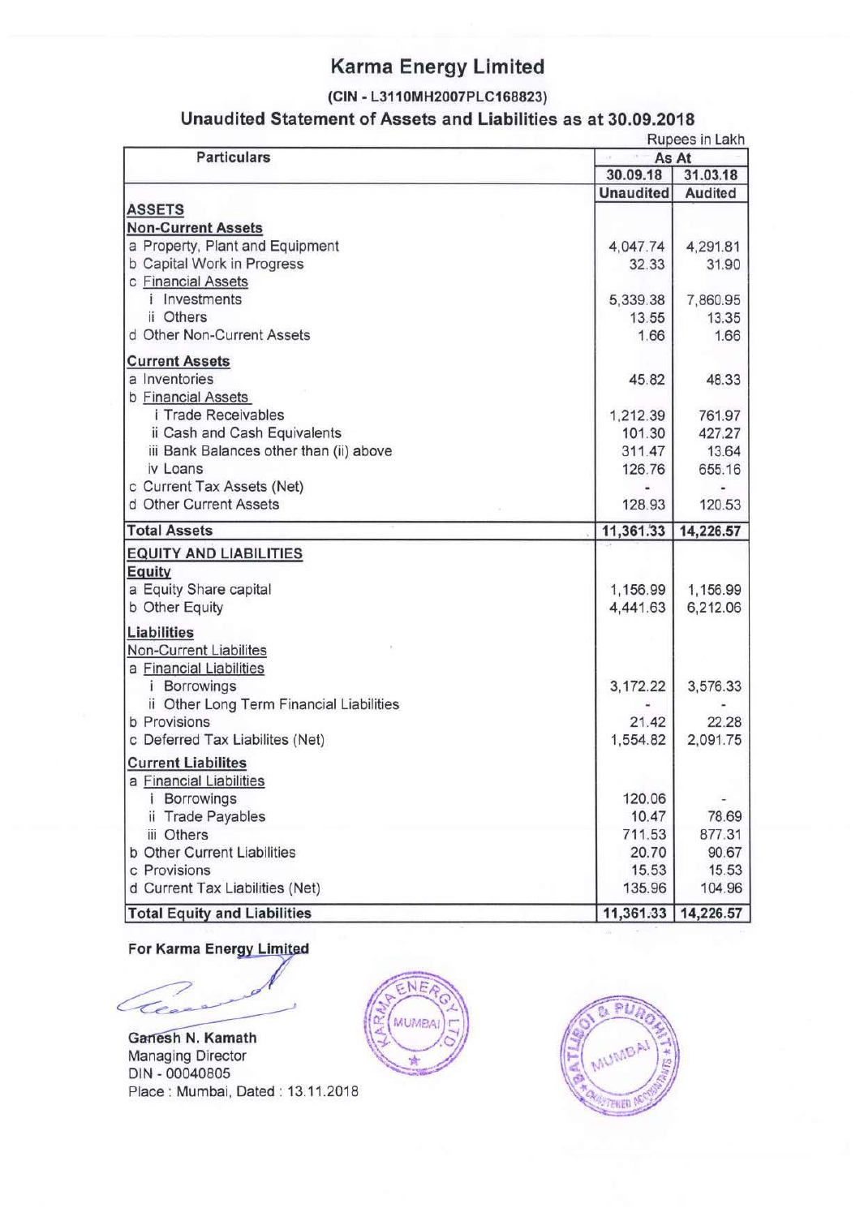# Karma Energy Limited

**(CIN - L3110MH2007PLC168823)**

## Unaudited Statement of Assets and Liabilities as at 30.09.2018

Rupees in Lakh

| Particulars | As At | |
|---|---|---|
| | 30.09.18 | 31.03.18 |
| | Unaudited | Audited |
| **ASSETS** | | |
| **Non-Current Assets** | | |
| a Property, Plant and Equipment | 4,047.74 | 4,291.81 |
| b Capital Work in Progress | 32.33 | 31.90 |
| c Financial Assets | | |
| i Investments | 5,339.38 | 7,860.95 |
| ii Others | 13.55 | 13.35 |
| d Other Non-Current Assets | 1.66 | 1.66 |
| **Current Assets** | | |
| a Inventories | 45.82 | 48.33 |
| b Financial Assets | | |
| i Trade Receivables | 1,212.39 | 761.97 |
| ii Cash and Cash Equivalents | 101.30 | 427.27 |
| iii Bank Balances other than (ii) above | 311.47 | 13.64 |
| iv Loans | 126.76 | 655.16 |
| c Current Tax Assets (Net) | - | - |
| d Other Current Assets | 128.93 | 120.53 |
| **Total Assets** | **11,361.33** | **14,226.57** |
| **EQUITY AND LIABILITIES** | | |
| **Equity** | | |
| a Equity Share capital | 1,156.99 | 1,156.99 |
| b Other Equity | 4,441.63 | 6,212.06 |
| **Liabilities** | | |
| Non-Current Liabilites | | |
| a Financial Liabilities | | |
| i Borrowings | 3,172.22 | 3,576.33 |
| ii Other Long Term Financial Liabilities | - | - |
| b Provisions | 21.42 | 22.28 |
| c Deferred Tax Liabilites (Net) | 1,554.82 | 2,091.75 |
| **Current Liabilites** | | |
| a Financial Liabilities | | |
| i Borrowings | 120.06 | - |
| ii Trade Payables | 10.47 | 78.69 |
| iii Others | 711.53 | 877.31 |
| b Other Current Liabilities | 20.70 | 90.67 |
| c Provisions | 15.53 | 15.53 |
| d Current Tax Liabilities (Net) | 135.96 | 104.96 |
| **Total Equity and Liabilities** | **11,361.33** | **14,226.57** |

**For Karma Energy Limited**

Ganesh N. Kamath
Managing Director
DIN - 00040805
Place : Mumbai, Dated : 13.11.2018